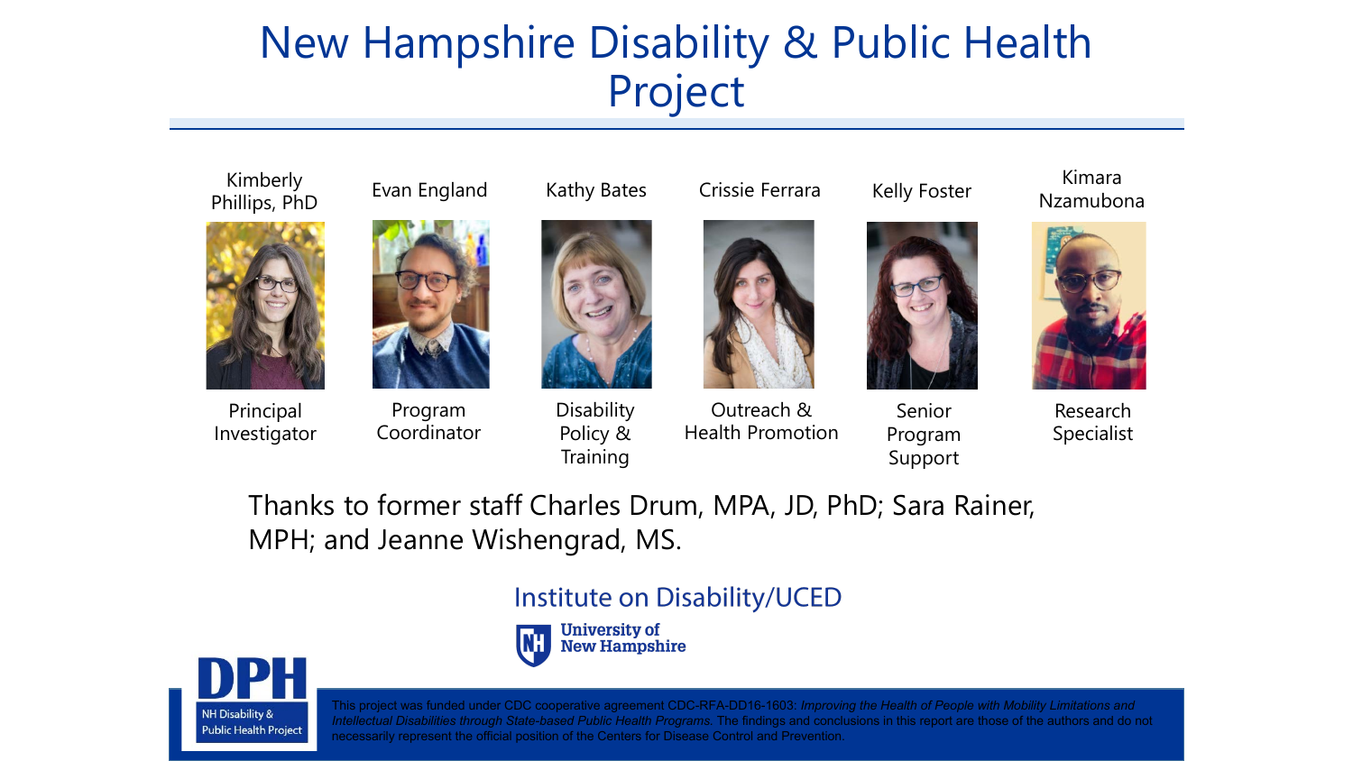# New Hampshire Disability & Public Health Project

| Kimberly Phillips, PhD | Evan England | Kathy Bates | Crissie Ferrara | Kelly Foster | Kimara Nzamubona |
|---|---|---|---|---|---|
| Principal Investigator | Program Coordinator | Disability Policy & Training | Outreach & Health Promotion | Senior Program Support | Research Specialist |

Thanks to former staff Charles Drum, MPA, JD, PhD; Sara Rainer, MPH; and Jeanne Wishengrad, MS.

Institute on Disability/UCED

University of New Hampshire

DPH

NH Disability & Public Health Project

This project was funded under CDC cooperative agreement CDC-RFA-DD16-1603: *Improving the Health of People with Mobility Limitations and Intellectual Disabilities through State-based Public Health Programs.* The findings and conclusions in this report are those of the authors and do not necessarily represent the official position of the Centers for Disease Control and Prevention.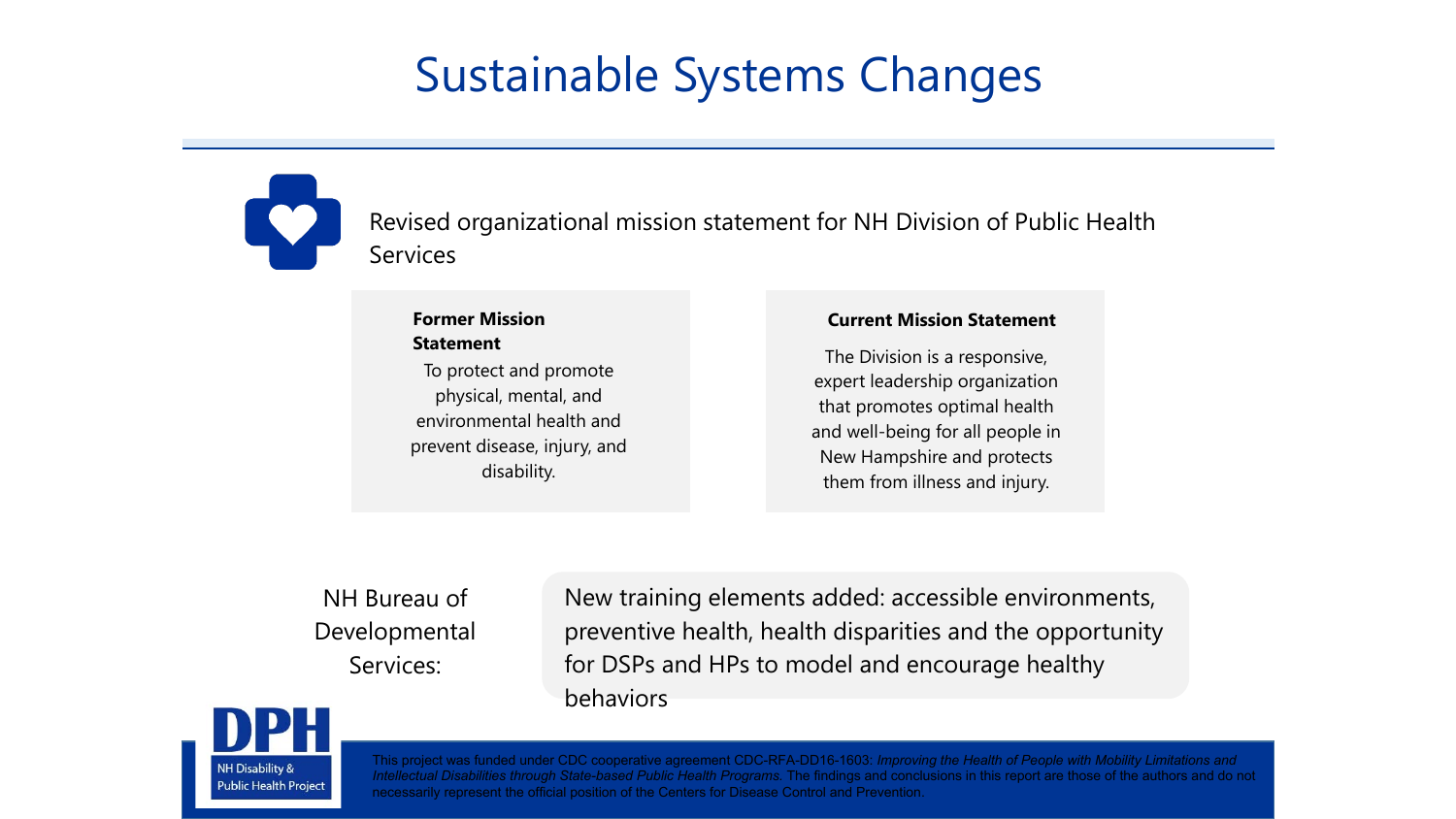# Sustainable Systems Changes

Revised organizational mission statement for NH Division of Public Health Services

**Former Mission Statement**

To protect and promote physical, mental, and environmental health and prevent disease, injury, and disability.

**Current Mission Statement**

The Division is a responsive, expert leadership organization that promotes optimal health and well-being for all people in New Hampshire and protects them from illness and injury.

NH Bureau of Developmental Services:

New training elements added: accessible environments, preventive health, health disparities and the opportunity for DSPs and HPs to model and encourage healthy behaviors

DPH NH Disability & Public Health Project

This project was funded under CDC cooperative agreement CDC-RFA-DD16-1603: *Improving the Health of People with Mobility Limitations and Intellectual Disabilities through State-based Public Health Programs.* The findings and conclusions in this report are those of the authors and do not necessarily represent the official position of the Centers for Disease Control and Prevention.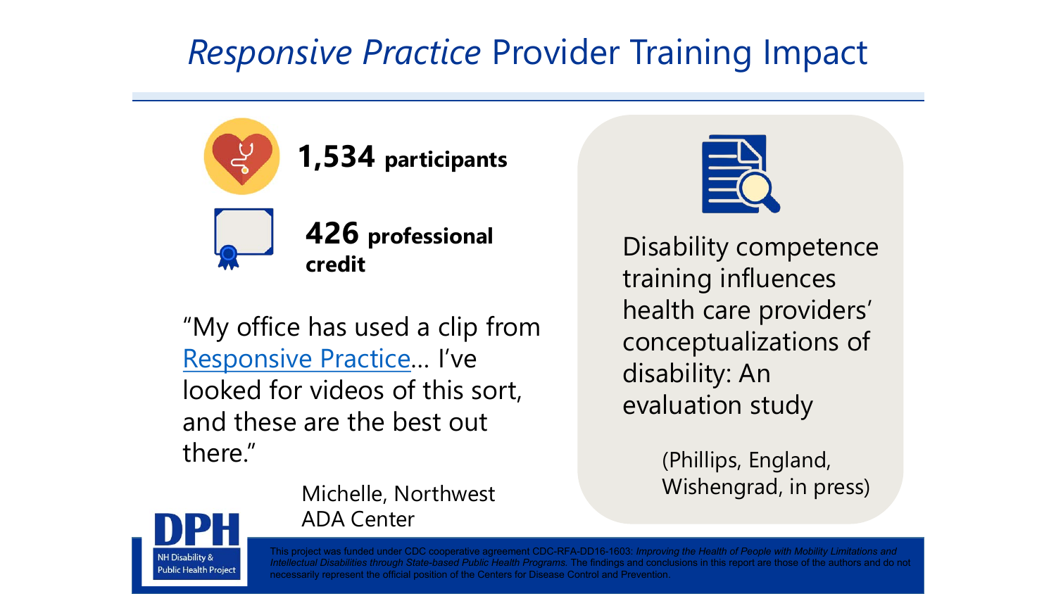# *Responsive Practice* Provider Training Impact

**1,534 participants**

**426 professional credit**

"My office has used a clip from Responsive Practice… I've looked for videos of this sort, and these are the best out there."

Michelle, Northwest ADA Center

Disability competence training influences health care providers' conceptualizations of disability: An evaluation study

(Phillips, England, Wishengrad, in press)

DPH
NH Disability & Public Health Project

This project was funded under CDC cooperative agreement CDC-RFA-DD16-1603: *Improving the Health of People with Mobility Limitations and Intellectual Disabilities through State-based Public Health Programs.* The findings and conclusions in this report are those of the authors and do not necessarily represent the official position of the Centers for Disease Control and Prevention.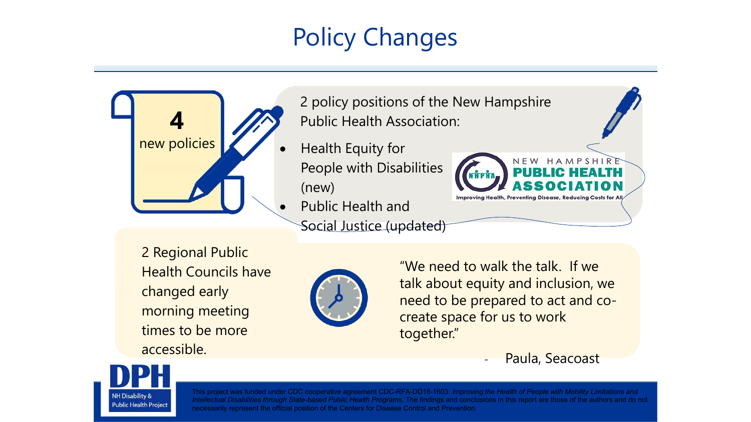# Policy Changes

**4**
new policies

2 policy positions of the New Hampshire Public Health Association:

- Health Equity for People with Disabilities (new)
- Public Health and Social Justice (updated)

NEW HAMPSHIRE PUBLIC HEALTH ASSOCIATION
Improving Health, Preventing Disease, Reducing Costs for All

2 Regional Public Health Councils have changed early morning meeting times to be more accessible.

"We need to walk the talk. If we talk about equity and inclusion, we need to be prepared to act and co-create space for us to work together."

\- Paula, Seacoast

DPH
NH Disability & Public Health Project

This project was funded under CDC cooperative agreement CDC-RFA-DD16-1603: *Improving the Health of People with Mobility Limitations and Intellectual Disabilities through State-based Public Health Programs.* The findings and conclusions in this report are those of the authors and do not necessarily represent the official position of the Centers for Disease Control and Prevention.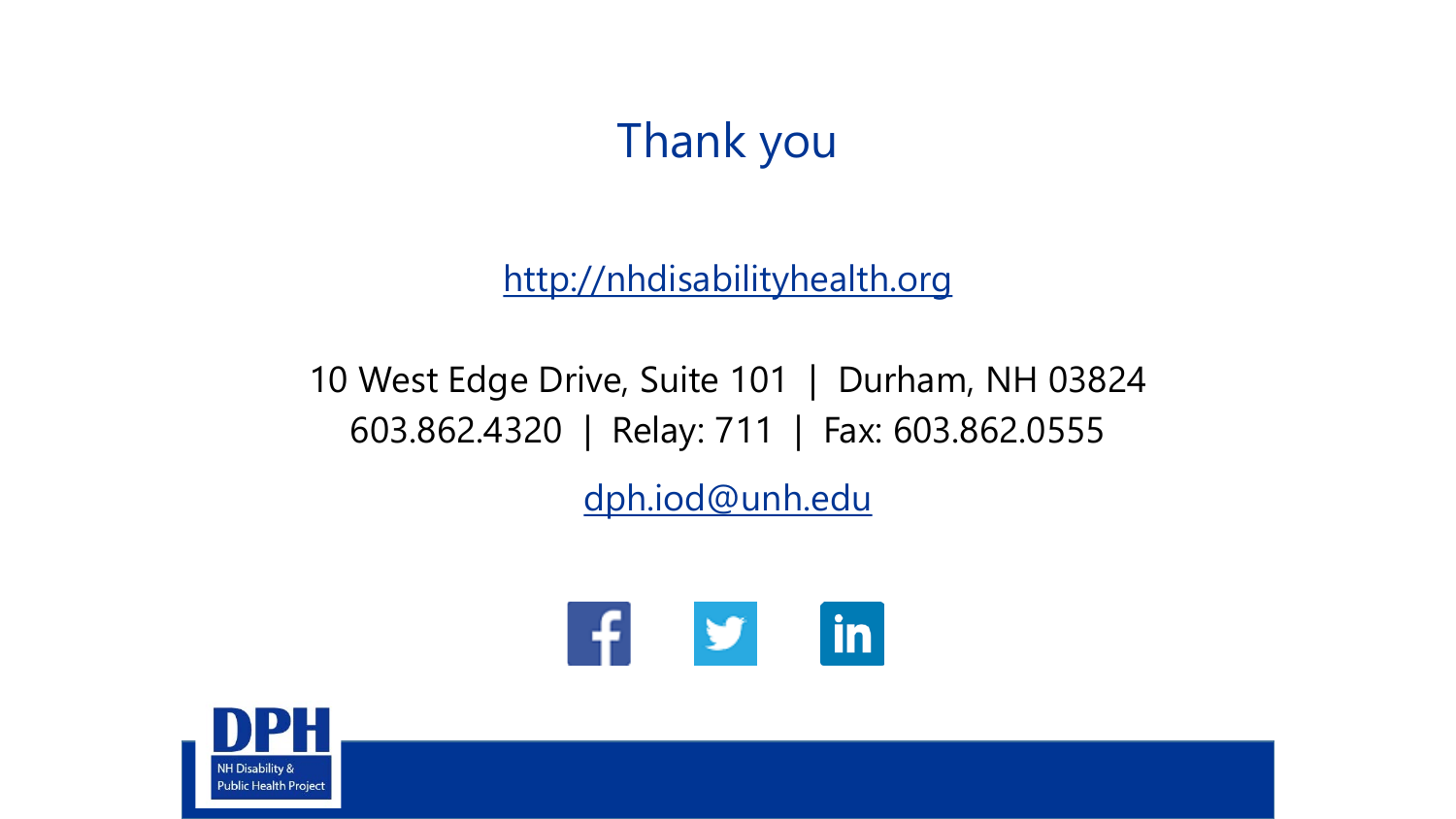# Thank you

http://nhdisabilityhealth.org

10 West Edge Drive, Suite 101 | Durham, NH 03824

603.862.4320 | Relay: 711 | Fax: 603.862.0555

dph.iod@unh.edu

DPH

NH Disability & Public Health Project